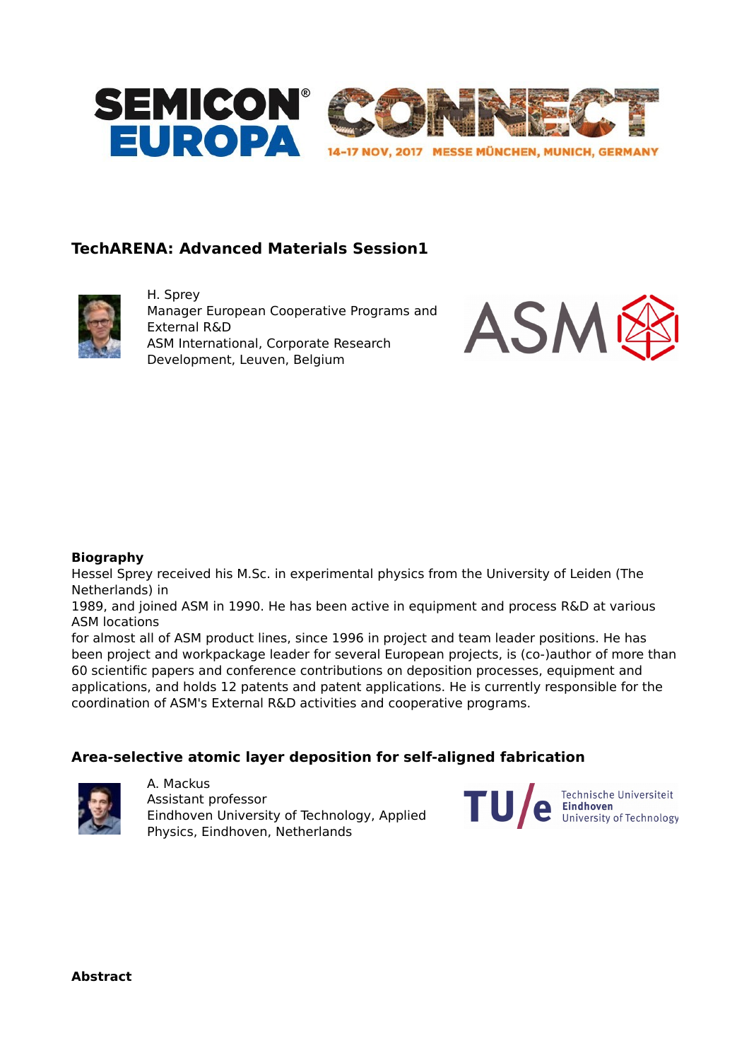SEMICON® EUROPA CONNECT

14-17 NOV, 2017 MESSE MÜNCHEN, MUNICH, GERMANY

## TechARENA: Advanced Materials Session1

H. Sprey
Manager European Cooperative Programs and External R&D
ASM International, Corporate Research Development, Leuven, Belgium

ASM

**Biography**

Hessel Sprey received his M.Sc. in experimental physics from the University of Leiden (The Netherlands) in
1989, and joined ASM in 1990. He has been active in equipment and process R&D at various ASM locations
for almost all of ASM product lines, since 1996 in project and team leader positions. He has been project and workpackage leader for several European projects, is (co-)author of more than 60 scientific papers and conference contributions on deposition processes, equipment and applications, and holds 12 patents and patent applications. He is currently responsible for the coordination of ASM's External R&D activities and cooperative programs.

## Area-selective atomic layer deposition for self-aligned fabrication

A. Mackus
Assistant professor
Eindhoven University of Technology, Applied Physics, Eindhoven, Netherlands

TU/e Technische Universiteit Eindhoven University of Technology

**Abstract**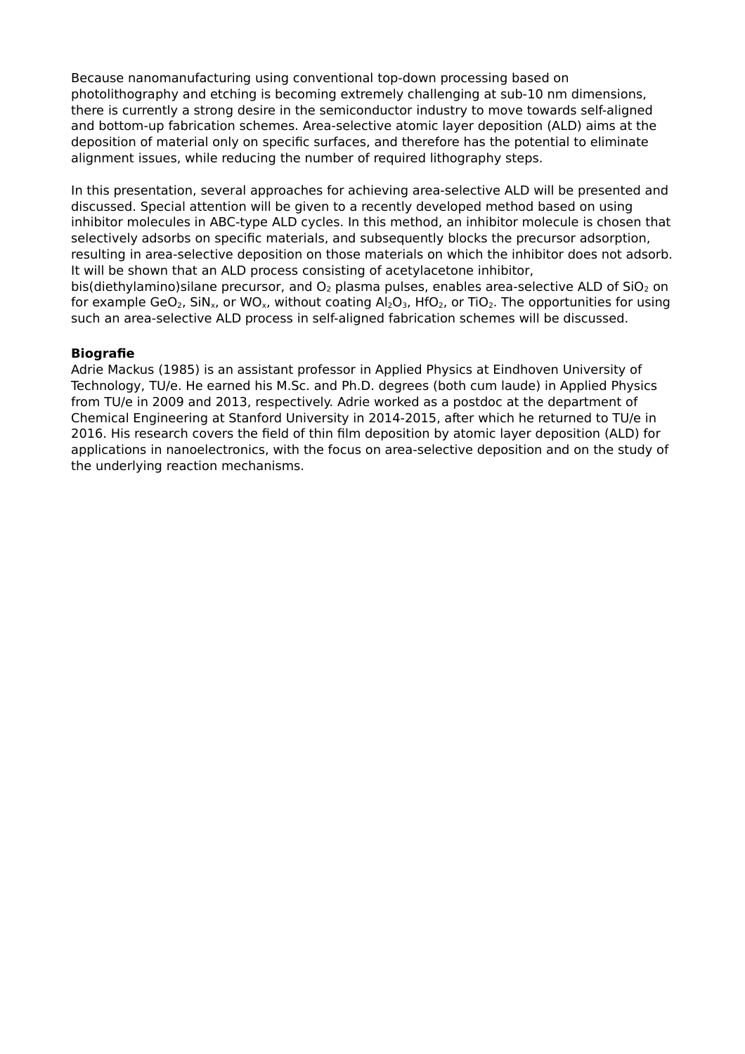Because nanomanufacturing using conventional top-down processing based on photolithography and etching is becoming extremely challenging at sub-10 nm dimensions, there is currently a strong desire in the semiconductor industry to move towards self-aligned and bottom-up fabrication schemes. Area-selective atomic layer deposition (ALD) aims at the deposition of material only on specific surfaces, and therefore has the potential to eliminate alignment issues, while reducing the number of required lithography steps.

In this presentation, several approaches for achieving area-selective ALD will be presented and discussed. Special attention will be given to a recently developed method based on using inhibitor molecules in ABC-type ALD cycles. In this method, an inhibitor molecule is chosen that selectively adsorbs on specific materials, and subsequently blocks the precursor adsorption, resulting in area-selective deposition on those materials on which the inhibitor does not adsorb. It will be shown that an ALD process consisting of acetylacetone inhibitor, bis(diethylamino)silane precursor, and $O_2$ plasma pulses, enables area-selective ALD of $SiO_2$ on for example $GeO_2$, $SiN_x$, or $WO_x$, without coating $Al_2O_3$, $HfO_2$, or $TiO_2$. The opportunities for using such an area-selective ALD process in self-aligned fabrication schemes will be discussed.

**Biografie**

Adrie Mackus (1985) is an assistant professor in Applied Physics at Eindhoven University of Technology, TU/e. He earned his M.Sc. and Ph.D. degrees (both cum laude) in Applied Physics from TU/e in 2009 and 2013, respectively. Adrie worked as a postdoc at the department of Chemical Engineering at Stanford University in 2014-2015, after which he returned to TU/e in 2016. His research covers the field of thin film deposition by atomic layer deposition (ALD) for applications in nanoelectronics, with the focus on area-selective deposition and on the study of the underlying reaction mechanisms.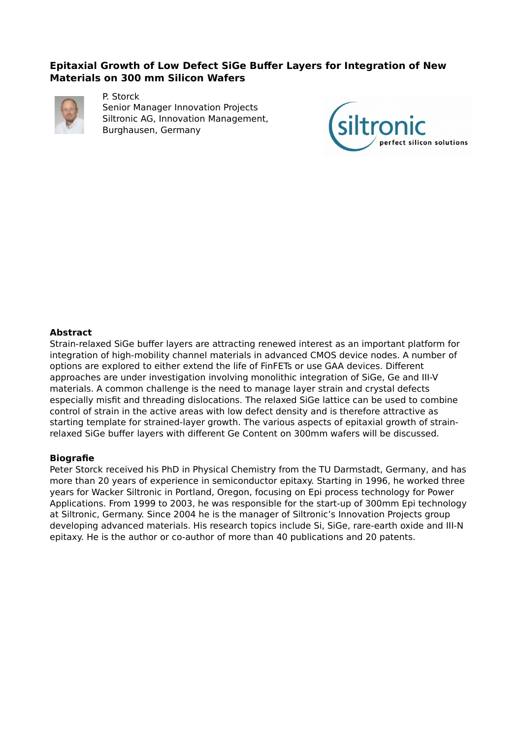## Epitaxial Growth of Low Defect SiGe Buffer Layers for Integration of New Materials on 300 mm Silicon Wafers

P. Storck
Senior Manager Innovation Projects
Siltronic AG, Innovation Management,
Burghausen, Germany

### Abstract

Strain-relaxed SiGe buffer layers are attracting renewed interest as an important platform for integration of high-mobility channel materials in advanced CMOS device nodes. A number of options are explored to either extend the life of FinFETs or use GAA devices. Different approaches are under investigation involving monolithic integration of SiGe, Ge and III-V materials. A common challenge is the need to manage layer strain and crystal defects especially misfit and threading dislocations. The relaxed SiGe lattice can be used to combine control of strain in the active areas with low defect density and is therefore attractive as starting template for strained-layer growth. The various aspects of epitaxial growth of strain-relaxed SiGe buffer layers with different Ge Content on 300mm wafers will be discussed.

### Biografie

Peter Storck received his PhD in Physical Chemistry from the TU Darmstadt, Germany, and has more than 20 years of experience in semiconductor epitaxy. Starting in 1996, he worked three years for Wacker Siltronic in Portland, Oregon, focusing on Epi process technology for Power Applications. From 1999 to 2003, he was responsible for the start-up of 300mm Epi technology at Siltronic, Germany. Since 2004 he is the manager of Siltronic's Innovation Projects group developing advanced materials. His research topics include Si, SiGe, rare-earth oxide and III-N epitaxy. He is the author or co-author of more than 40 publications and 20 patents.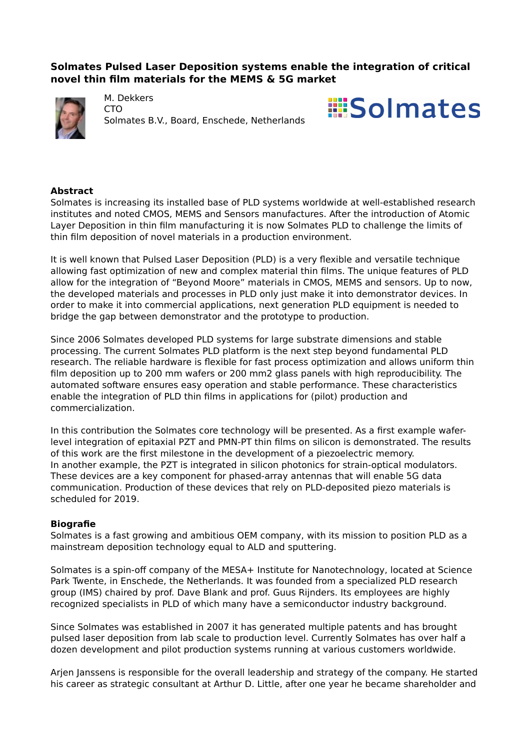**Solmates Pulsed Laser Deposition systems enable the integration of critical novel thin film materials for the MEMS & 5G market**

M. Dekkers
CTO
Solmates B.V., Board, Enschede, Netherlands

**Abstract**

Solmates is increasing its installed base of PLD systems worldwide at well-established research institutes and noted CMOS, MEMS and Sensors manufactures. After the introduction of Atomic Layer Deposition in thin film manufacturing it is now Solmates PLD to challenge the limits of thin film deposition of novel materials in a production environment.

It is well known that Pulsed Laser Deposition (PLD) is a very flexible and versatile technique allowing fast optimization of new and complex material thin films. The unique features of PLD allow for the integration of "Beyond Moore" materials in CMOS, MEMS and sensors. Up to now, the developed materials and processes in PLD only just make it into demonstrator devices. In order to make it into commercial applications, next generation PLD equipment is needed to bridge the gap between demonstrator and the prototype to production.

Since 2006 Solmates developed PLD systems for large substrate dimensions and stable processing. The current Solmates PLD platform is the next step beyond fundamental PLD research. The reliable hardware is flexible for fast process optimization and allows uniform thin film deposition up to 200 mm wafers or 200 mm2 glass panels with high reproducibility. The automated software ensures easy operation and stable performance. These characteristics enable the integration of PLD thin films in applications for (pilot) production and commercialization.

In this contribution the Solmates core technology will be presented. As a first example wafer-level integration of epitaxial PZT and PMN-PT thin films on silicon is demonstrated. The results of this work are the first milestone in the development of a piezoelectric memory.
In another example, the PZT is integrated in silicon photonics for strain-optical modulators. These devices are a key component for phased-array antennas that will enable 5G data communication. Production of these devices that rely on PLD-deposited piezo materials is scheduled for 2019.

**Biografie**

Solmates is a fast growing and ambitious OEM company, with its mission to position PLD as a mainstream deposition technology equal to ALD and sputtering.

Solmates is a spin-off company of the MESA+ Institute for Nanotechnology, located at Science Park Twente, in Enschede, the Netherlands. It was founded from a specialized PLD research group (IMS) chaired by prof. Dave Blank and prof. Guus Rijnders. Its employees are highly recognized specialists in PLD of which many have a semiconductor industry background.

Since Solmates was established in 2007 it has generated multiple patents and has brought pulsed laser deposition from lab scale to production level. Currently Solmates has over half a dozen development and pilot production systems running at various customers worldwide.

Arjen Janssens is responsible for the overall leadership and strategy of the company. He started his career as strategic consultant at Arthur D. Little, after one year he became shareholder and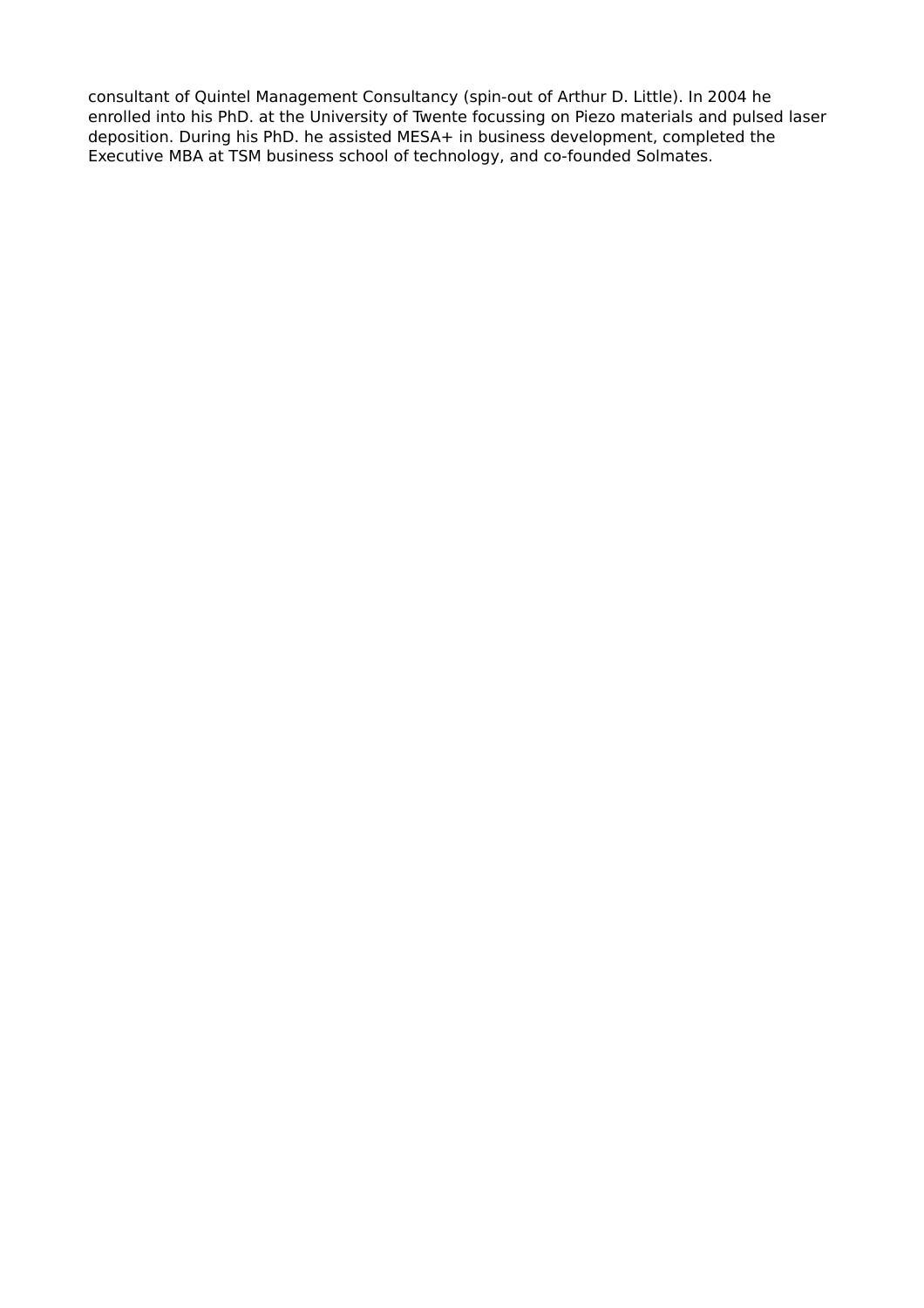consultant of Quintel Management Consultancy (spin-out of Arthur D. Little). In 2004 he enrolled into his PhD. at the University of Twente focussing on Piezo materials and pulsed laser deposition. During his PhD. he assisted MESA+ in business development, completed the Executive MBA at TSM business school of technology, and co-founded Solmates.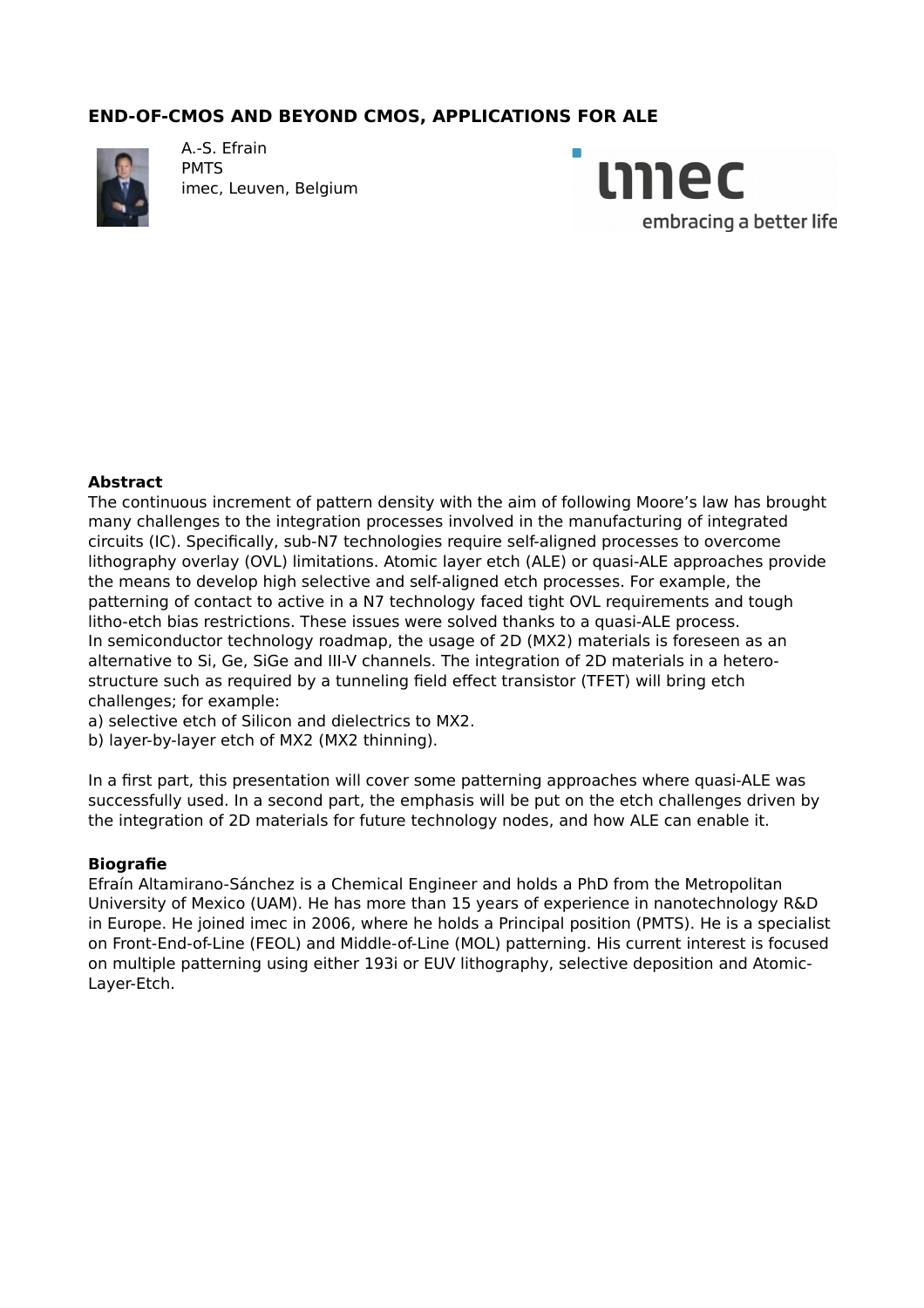# END-OF-CMOS AND BEYOND CMOS, APPLICATIONS FOR ALE

A.-S. Efrain
PMTS
imec, Leuven, Belgium

## Abstract

The continuous increment of pattern density with the aim of following Moore's law has brought many challenges to the integration processes involved in the manufacturing of integrated circuits (IC). Specifically, sub-N7 technologies require self-aligned processes to overcome lithography overlay (OVL) limitations. Atomic layer etch (ALE) or quasi-ALE approaches provide the means to develop high selective and self-aligned etch processes. For example, the patterning of contact to active in a N7 technology faced tight OVL requirements and tough litho-etch bias restrictions. These issues were solved thanks to a quasi-ALE process.
In semiconductor technology roadmap, the usage of 2D ($MX_2$) materials is foreseen as an alternative to Si, Ge, SiGe and III-V channels. The integration of 2D materials in a hetero-structure such as required by a tunneling field effect transistor (TFET) will bring etch challenges; for example:
a) selective etch of Silicon and dielectrics to $MX_2$.
b) layer-by-layer etch of $MX_2$ ($MX_2$ thinning).

In a first part, this presentation will cover some patterning approaches where quasi-ALE was successfully used. In a second part, the emphasis will be put on the etch challenges driven by the integration of 2D materials for future technology nodes, and how ALE can enable it.

## Biografie

Efraín Altamirano-Sánchez is a Chemical Engineer and holds a PhD from the Metropolitan University of Mexico (UAM). He has more than 15 years of experience in nanotechnology R&D in Europe. He joined imec in 2006, where he holds a Principal position (PMTS). He is a specialist on Front-End-of-Line (FEOL) and Middle-of-Line (MOL) patterning. His current interest is focused on multiple patterning using either 193i or EUV lithography, selective deposition and Atomic-Layer-Etch.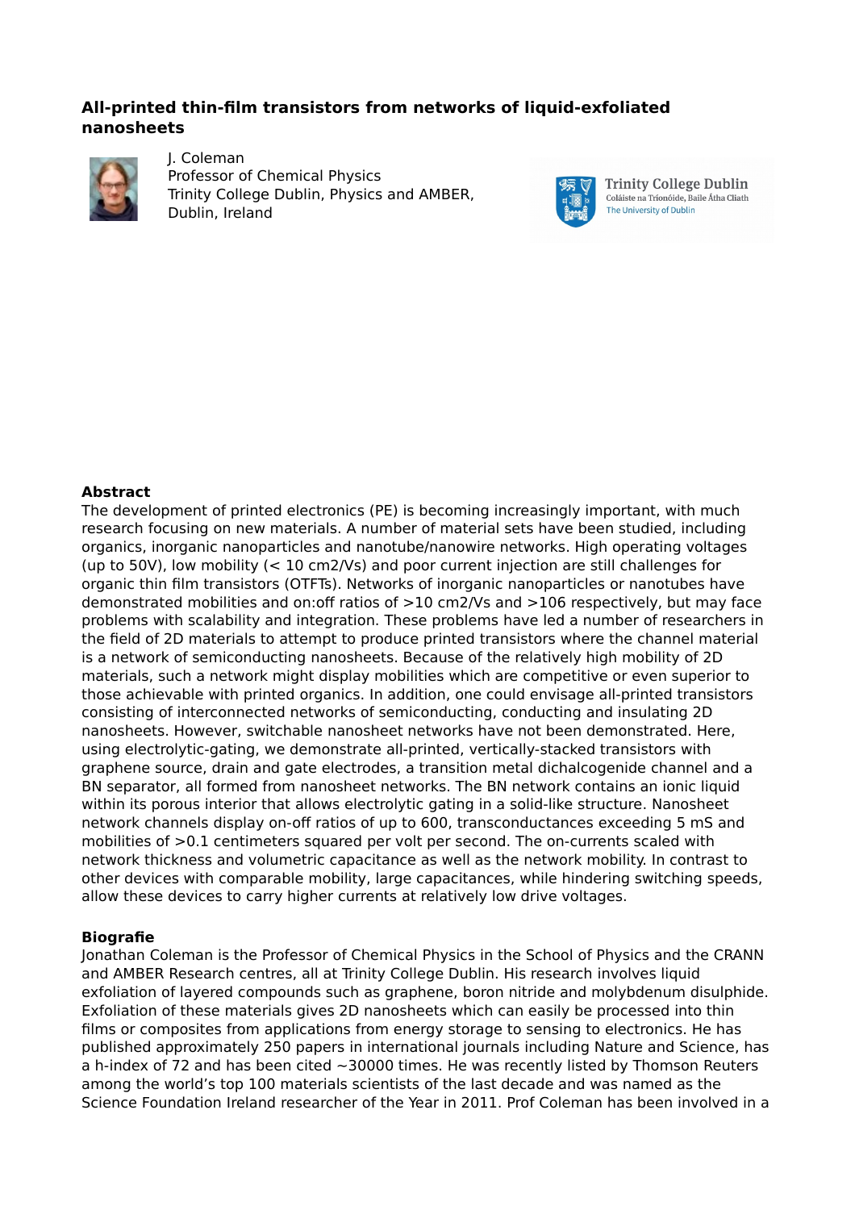## All-printed thin-film transistors from networks of liquid-exfoliated nanosheets

J. Coleman
Professor of Chemical Physics
Trinity College Dublin, Physics and AMBER,
Dublin, Ireland

### Abstract

The development of printed electronics (PE) is becoming increasingly important, with much research focusing on new materials. A number of material sets have been studied, including organics, inorganic nanoparticles and nanotube/nanowire networks. High operating voltages (up to 50V), low mobility (< 10 cm2/Vs) and poor current injection are still challenges for organic thin film transistors (OTFTs). Networks of inorganic nanoparticles or nanotubes have demonstrated mobilities and on:off ratios of >10 cm2/Vs and >106 respectively, but may face problems with scalability and integration. These problems have led a number of researchers in the field of 2D materials to attempt to produce printed transistors where the channel material is a network of semiconducting nanosheets. Because of the relatively high mobility of 2D materials, such a network might display mobilities which are competitive or even superior to those achievable with printed organics. In addition, one could envisage all-printed transistors consisting of interconnected networks of semiconducting, conducting and insulating 2D nanosheets. However, switchable nanosheet networks have not been demonstrated. Here, using electrolytic-gating, we demonstrate all-printed, vertically-stacked transistors with graphene source, drain and gate electrodes, a transition metal dichalcogenide channel and a BN separator, all formed from nanosheet networks. The BN network contains an ionic liquid within its porous interior that allows electrolytic gating in a solid-like structure. Nanosheet network channels display on-off ratios of up to 600, transconductances exceeding 5 mS and mobilities of >0.1 centimeters squared per volt per second. The on-currents scaled with network thickness and volumetric capacitance as well as the network mobility. In contrast to other devices with comparable mobility, large capacitances, while hindering switching speeds, allow these devices to carry higher currents at relatively low drive voltages.

### Biografie

Jonathan Coleman is the Professor of Chemical Physics in the School of Physics and the CRANN and AMBER Research centres, all at Trinity College Dublin. His research involves liquid exfoliation of layered compounds such as graphene, boron nitride and molybdenum disulphide. Exfoliation of these materials gives 2D nanosheets which can easily be processed into thin films or composites from applications from energy storage to sensing to electronics. He has published approximately 250 papers in international journals including Nature and Science, has a h-index of 72 and has been cited ~30000 times. He was recently listed by Thomson Reuters among the world's top 100 materials scientists of the last decade and was named as the Science Foundation Ireland researcher of the Year in 2011. Prof Coleman has been involved in a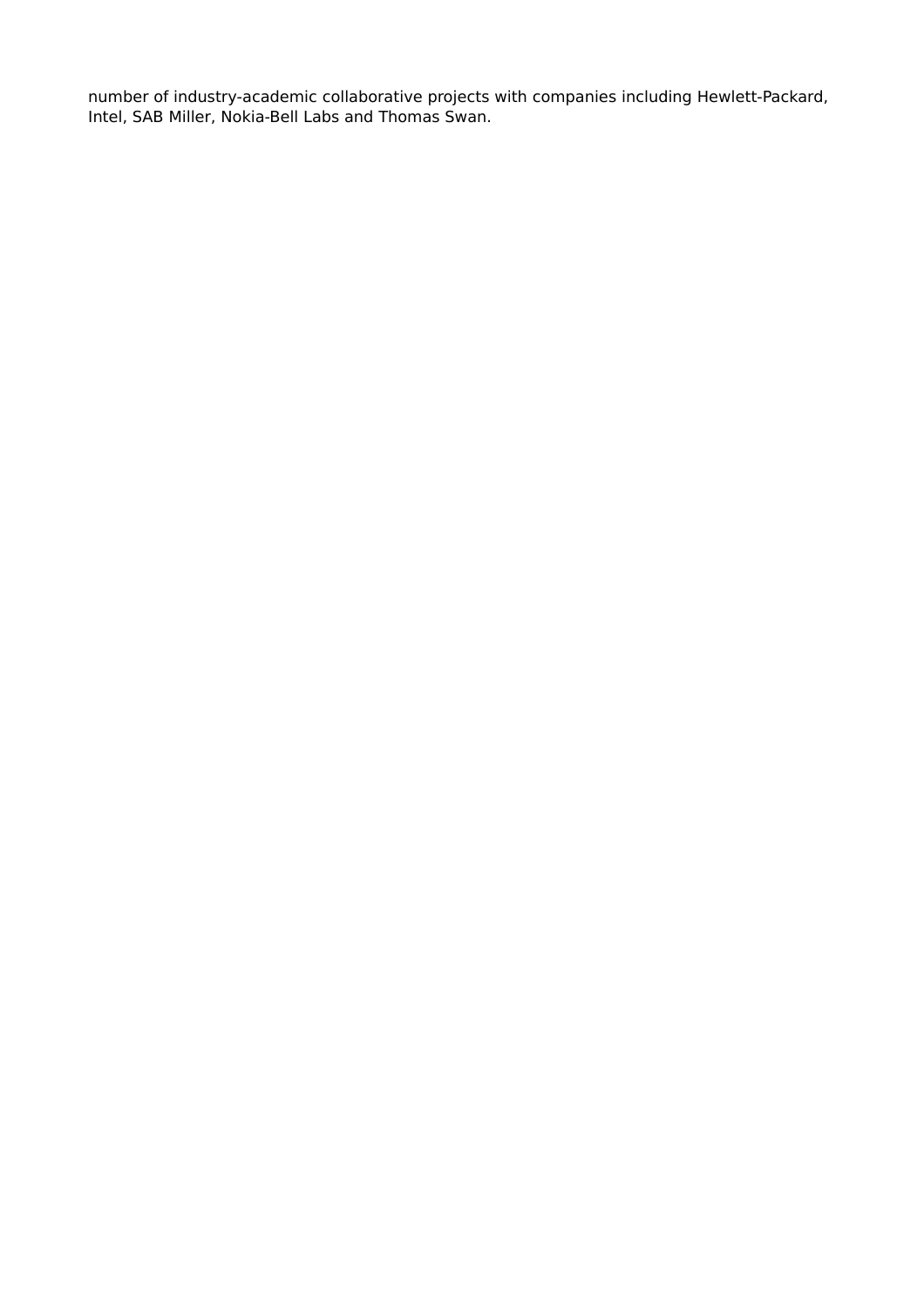number of industry-academic collaborative projects with companies including Hewlett-Packard, Intel, SAB Miller, Nokia-Bell Labs and Thomas Swan.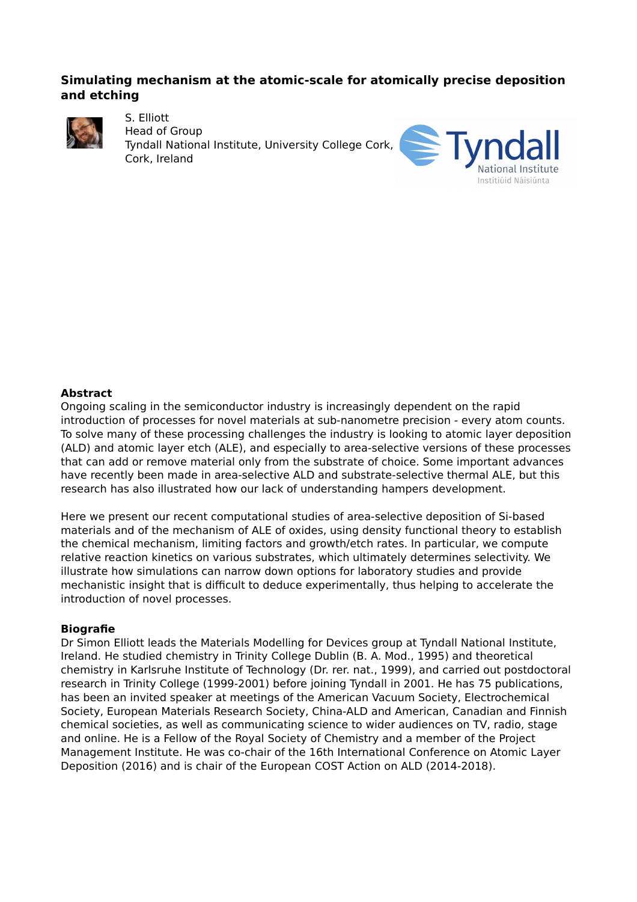# Simulating mechanism at the atomic-scale for atomically precise deposition and etching

S. Elliott
Head of Group
Tyndall National Institute, University College Cork,
Cork, Ireland

**Abstract**

Ongoing scaling in the semiconductor industry is increasingly dependent on the rapid introduction of processes for novel materials at sub-nanometre precision - every atom counts. To solve many of these processing challenges the industry is looking to atomic layer deposition (ALD) and atomic layer etch (ALE), and especially to area-selective versions of these processes that can add or remove material only from the substrate of choice. Some important advances have recently been made in area-selective ALD and substrate-selective thermal ALE, but this research has also illustrated how our lack of understanding hampers development.

Here we present our recent computational studies of area-selective deposition of Si-based materials and of the mechanism of ALE of oxides, using density functional theory to establish the chemical mechanism, limiting factors and growth/etch rates. In particular, we compute relative reaction kinetics on various substrates, which ultimately determines selectivity. We illustrate how simulations can narrow down options for laboratory studies and provide mechanistic insight that is difficult to deduce experimentally, thus helping to accelerate the introduction of novel processes.

**Biografie**

Dr Simon Elliott leads the Materials Modelling for Devices group at Tyndall National Institute, Ireland. He studied chemistry in Trinity College Dublin (B. A. Mod., 1995) and theoretical chemistry in Karlsruhe Institute of Technology (Dr. rer. nat., 1999), and carried out postdoctoral research in Trinity College (1999-2001) before joining Tyndall in 2001. He has 75 publications, has been an invited speaker at meetings of the American Vacuum Society, Electrochemical Society, European Materials Research Society, China-ALD and American, Canadian and Finnish chemical societies, as well as communicating science to wider audiences on TV, radio, stage and online. He is a Fellow of the Royal Society of Chemistry and a member of the Project Management Institute. He was co-chair of the 16th International Conference on Atomic Layer Deposition (2016) and is chair of the European COST Action on ALD (2014-2018).